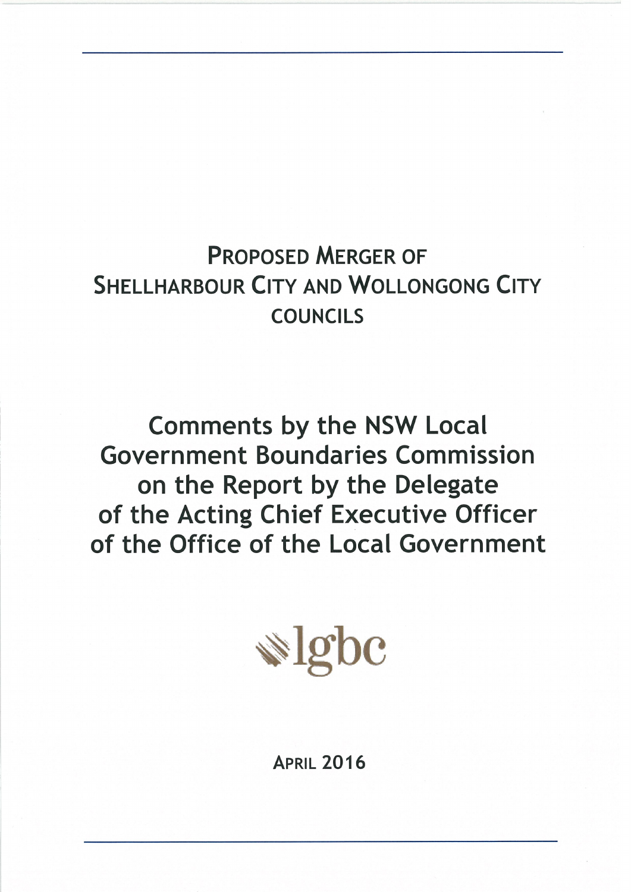# Proposed Merger of Shellharbour City and Wollongong City Councils

## Comments by the NSW Local Government Boundaries Commission on the Report by the Delegate of the Acting Chief Executive Officer of the Office of the Local Government

lgbc

April 2016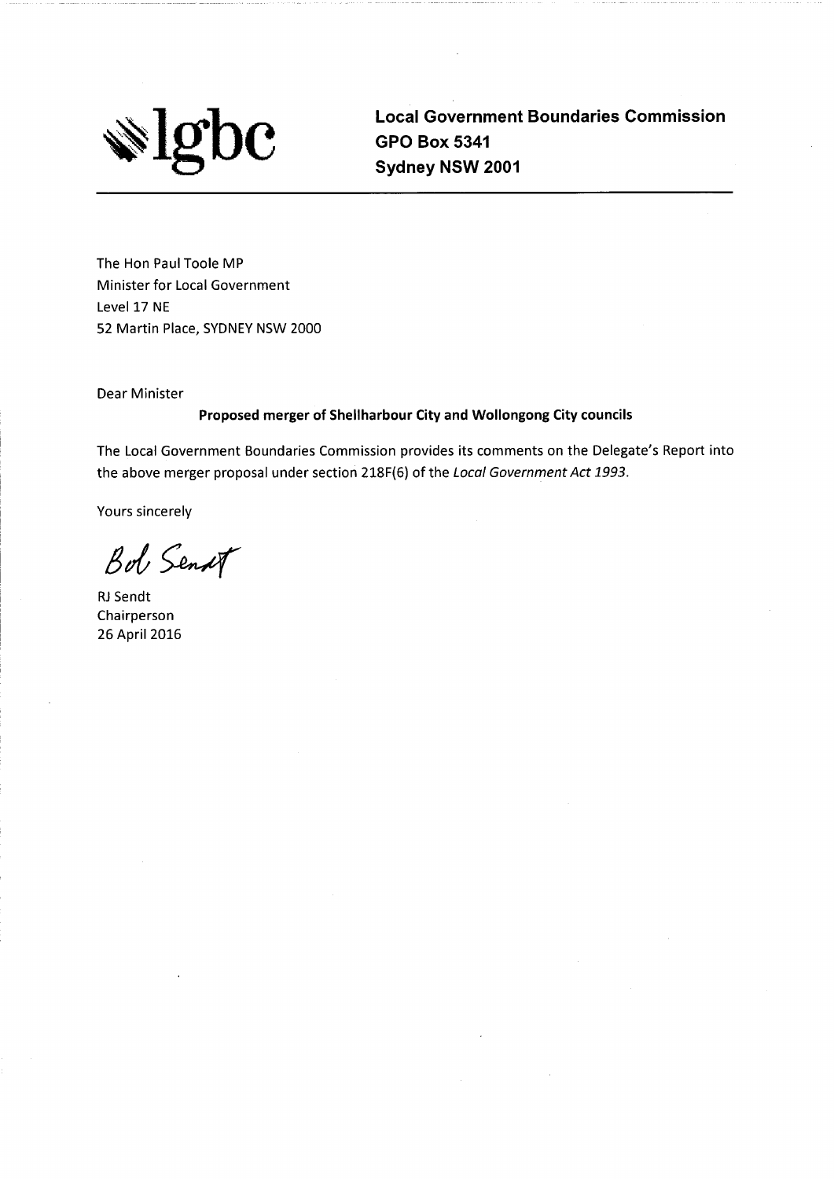lgbc

**Local Government Boundaries Commission**
**GPO Box 5341**
**Sydney NSW 2001**

---

The Hon Paul Toole MP
Minister for Local Government
Level 17 NE
52 Martin Place, SYDNEY NSW 2000

Dear Minister

**Proposed merger of Shellharbour City and Wollongong City councils**

The Local Government Boundaries Commission provides its comments on the Delegate's Report into the above merger proposal under section 218F(6) of the *Local Government Act 1993*.

Yours sincerely

Bob Sendt

RJ Sendt
Chairperson
26 April 2016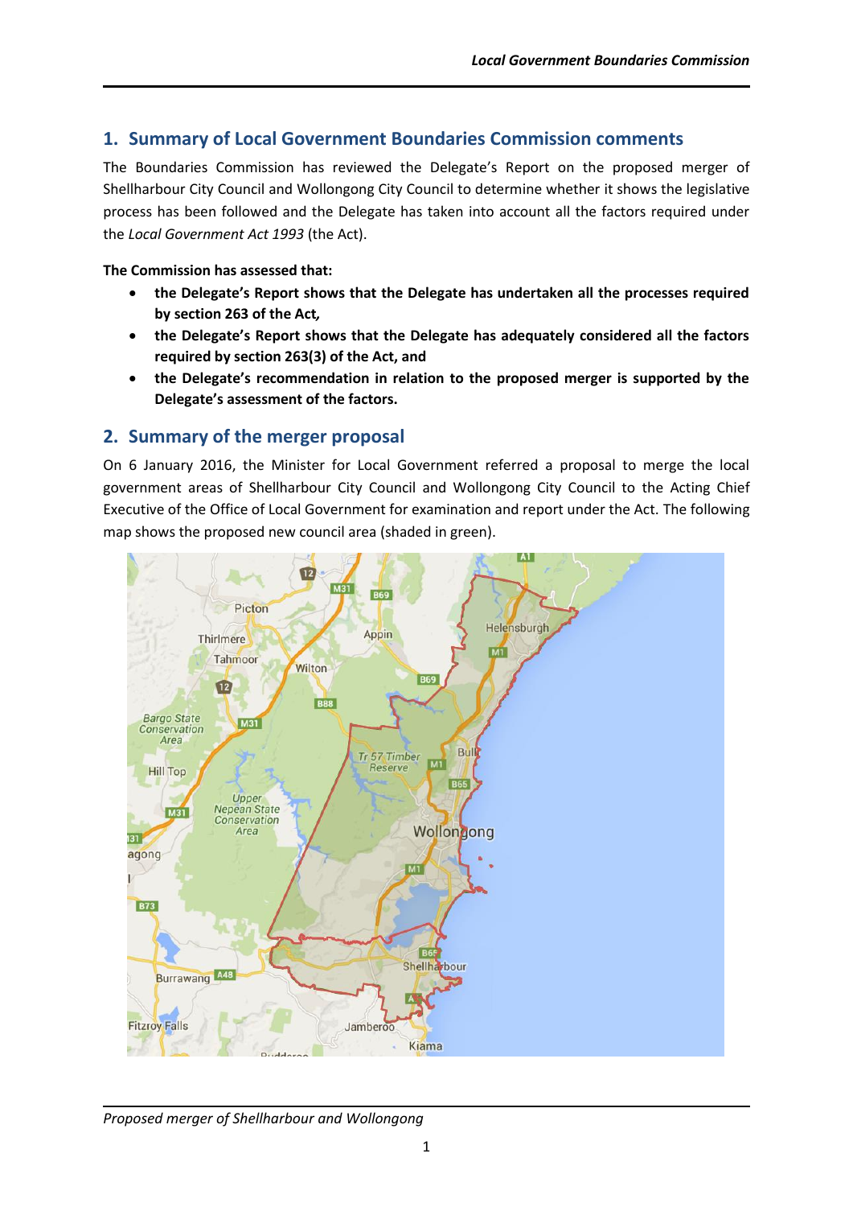## 1. Summary of Local Government Boundaries Commission comments

The Boundaries Commission has reviewed the Delegate's Report on the proposed merger of Shellharbour City Council and Wollongong City Council to determine whether it shows the legislative process has been followed and the Delegate has taken into account all the factors required under the *Local Government Act 1993* (the Act).

**The Commission has assessed that:**

- **the Delegate's Report shows that the Delegate has undertaken all the processes required by section 263 of the Act,**
- **the Delegate's Report shows that the Delegate has adequately considered all the factors required by section 263(3) of the Act, and**
- **the Delegate's recommendation in relation to the proposed merger is supported by the Delegate's assessment of the factors.**

## 2. Summary of the merger proposal

On 6 January 2016, the Minister for Local Government referred a proposal to merge the local government areas of Shellharbour City Council and Wollongong City Council to the Acting Chief Executive of the Office of Local Government for examination and report under the Act. The following map shows the proposed new council area (shaded in green).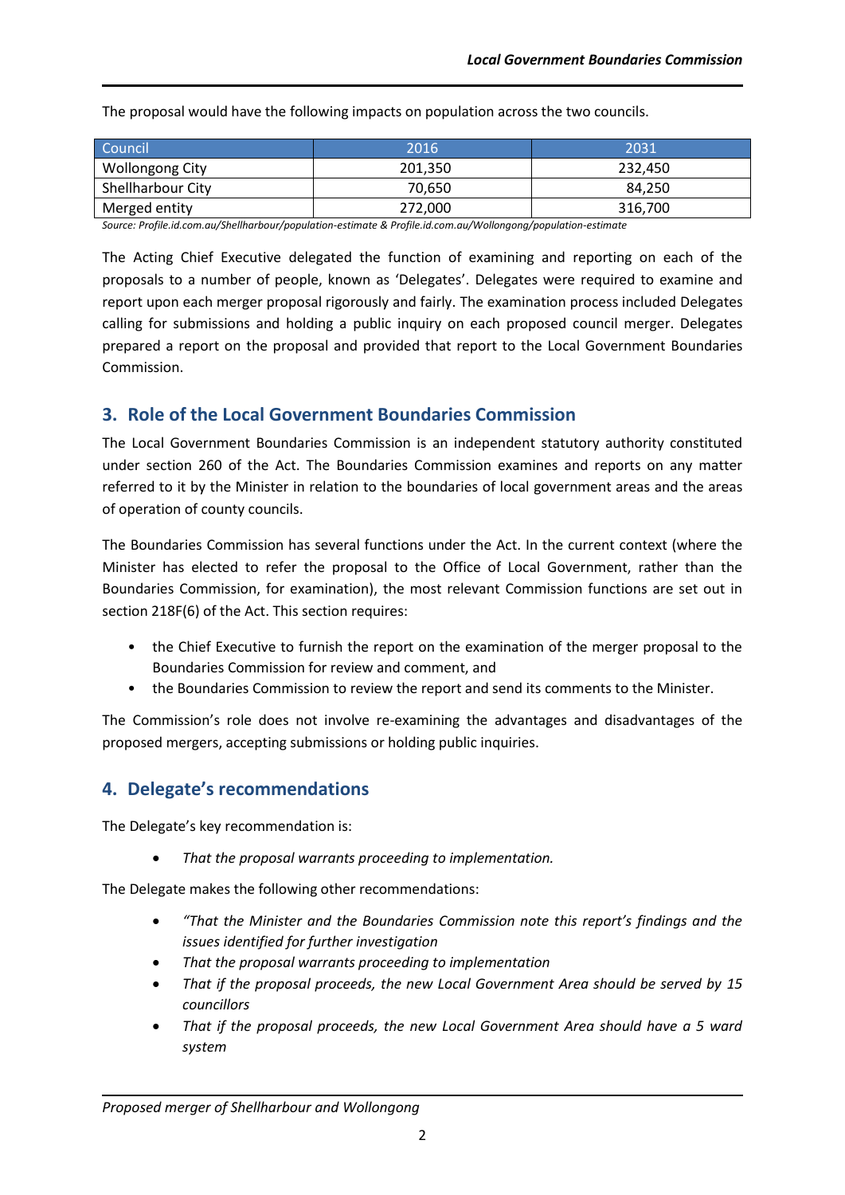The proposal would have the following impacts on population across the two councils.

| Council | 2016 | 2031 |
|---|---|---|
| Wollongong City | 201,350 | 232,450 |
| Shellharbour City | 70,650 | 84,250 |
| Merged entity | 272,000 | 316,700 |

*Source: Profile.id.com.au/Shellharbour/population-estimate & Profile.id.com.au/Wollongong/population-estimate*

The Acting Chief Executive delegated the function of examining and reporting on each of the proposals to a number of people, known as 'Delegates'. Delegates were required to examine and report upon each merger proposal rigorously and fairly. The examination process included Delegates calling for submissions and holding a public inquiry on each proposed council merger. Delegates prepared a report on the proposal and provided that report to the Local Government Boundaries Commission.

## 3. Role of the Local Government Boundaries Commission

The Local Government Boundaries Commission is an independent statutory authority constituted under section 260 of the Act. The Boundaries Commission examines and reports on any matter referred to it by the Minister in relation to the boundaries of local government areas and the areas of operation of county councils.

The Boundaries Commission has several functions under the Act. In the current context (where the Minister has elected to refer the proposal to the Office of Local Government, rather than the Boundaries Commission, for examination), the most relevant Commission functions are set out in section 218F(6) of the Act. This section requires:

- the Chief Executive to furnish the report on the examination of the merger proposal to the Boundaries Commission for review and comment, and
- the Boundaries Commission to review the report and send its comments to the Minister.

The Commission's role does not involve re-examining the advantages and disadvantages of the proposed mergers, accepting submissions or holding public inquiries.

## 4. Delegate's recommendations

The Delegate's key recommendation is:

- *That the proposal warrants proceeding to implementation.*

The Delegate makes the following other recommendations:

- *"That the Minister and the Boundaries Commission note this report's findings and the issues identified for further investigation*
- *That the proposal warrants proceeding to implementation*
- *That if the proposal proceeds, the new Local Government Area should be served by 15 councillors*
- *That if the proposal proceeds, the new Local Government Area should have a 5 ward system*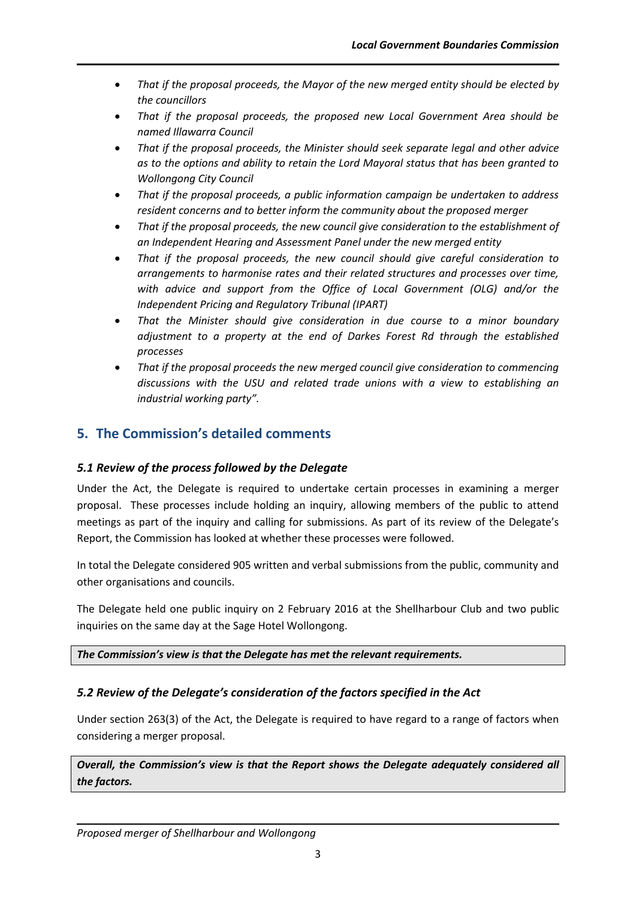- *That if the proposal proceeds, the Mayor of the new merged entity should be elected by the councillors*
- *That if the proposal proceeds, the proposed new Local Government Area should be named Illawarra Council*
- *That if the proposal proceeds, the Minister should seek separate legal and other advice as to the options and ability to retain the Lord Mayoral status that has been granted to Wollongong City Council*
- *That if the proposal proceeds, a public information campaign be undertaken to address resident concerns and to better inform the community about the proposed merger*
- *That if the proposal proceeds, the new council give consideration to the establishment of an Independent Hearing and Assessment Panel under the new merged entity*
- *That if the proposal proceeds, the new council should give careful consideration to arrangements to harmonise rates and their related structures and processes over time, with advice and support from the Office of Local Government (OLG) and/or the Independent Pricing and Regulatory Tribunal (IPART)*
- *That the Minister should give consideration in due course to a minor boundary adjustment to a property at the end of Darkes Forest Rd through the established processes*
- *That if the proposal proceeds the new merged council give consideration to commencing discussions with the USU and related trade unions with a view to establishing an industrial working party".*

## 5. The Commission's detailed comments

### *5.1 Review of the process followed by the Delegate*

Under the Act, the Delegate is required to undertake certain processes in examining a merger proposal. These processes include holding an inquiry, allowing members of the public to attend meetings as part of the inquiry and calling for submissions. As part of its review of the Delegate's Report, the Commission has looked at whether these processes were followed.

In total the Delegate considered 905 written and verbal submissions from the public, community and other organisations and councils.

The Delegate held one public inquiry on 2 February 2016 at the Shellharbour Club and two public inquiries on the same day at the Sage Hotel Wollongong.

***The Commission's view is that the Delegate has met the relevant requirements.***

### *5.2 Review of the Delegate's consideration of the factors specified in the Act*

Under section 263(3) of the Act, the Delegate is required to have regard to a range of factors when considering a merger proposal.

***Overall, the Commission's view is that the Report shows the Delegate adequately considered all the factors.***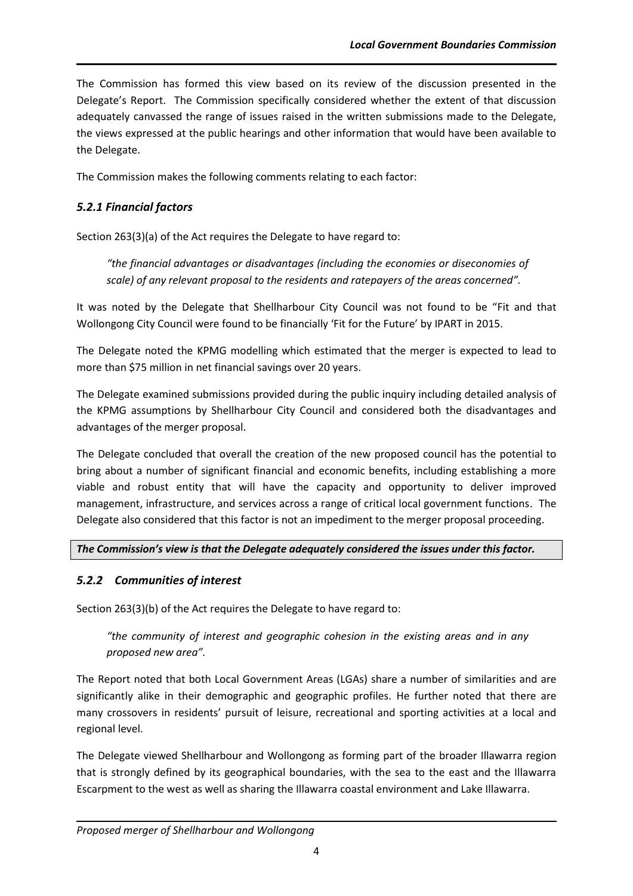The Commission has formed this view based on its review of the discussion presented in the Delegate's Report. The Commission specifically considered whether the extent of that discussion adequately canvassed the range of issues raised in the written submissions made to the Delegate, the views expressed at the public hearings and other information that would have been available to the Delegate.

The Commission makes the following comments relating to each factor:

### *5.2.1 Financial factors*

Section 263(3)(a) of the Act requires the Delegate to have regard to:

> *"the financial advantages or disadvantages (including the economies or diseconomies of scale) of any relevant proposal to the residents and ratepayers of the areas concerned".*

It was noted by the Delegate that Shellharbour City Council was not found to be "Fit and that Wollongong City Council were found to be financially 'Fit for the Future' by IPART in 2015.

The Delegate noted the KPMG modelling which estimated that the merger is expected to lead to more than $75 million in net financial savings over 20 years.

The Delegate examined submissions provided during the public inquiry including detailed analysis of the KPMG assumptions by Shellharbour City Council and considered both the disadvantages and advantages of the merger proposal.

The Delegate concluded that overall the creation of the new proposed council has the potential to bring about a number of significant financial and economic benefits, including establishing a more viable and robust entity that will have the capacity and opportunity to deliver improved management, infrastructure, and services across a range of critical local government functions. The Delegate also considered that this factor is not an impediment to the merger proposal proceeding.

***The Commission's view is that the Delegate adequately considered the issues under this factor.***

### *5.2.2 Communities of interest*

Section 263(3)(b) of the Act requires the Delegate to have regard to:

> *"the community of interest and geographic cohesion in the existing areas and in any proposed new area".*

The Report noted that both Local Government Areas (LGAs) share a number of similarities and are significantly alike in their demographic and geographic profiles. He further noted that there are many crossovers in residents' pursuit of leisure, recreational and sporting activities at a local and regional level.

The Delegate viewed Shellharbour and Wollongong as forming part of the broader Illawarra region that is strongly defined by its geographical boundaries, with the sea to the east and the Illawarra Escarpment to the west as well as sharing the Illawarra coastal environment and Lake Illawarra.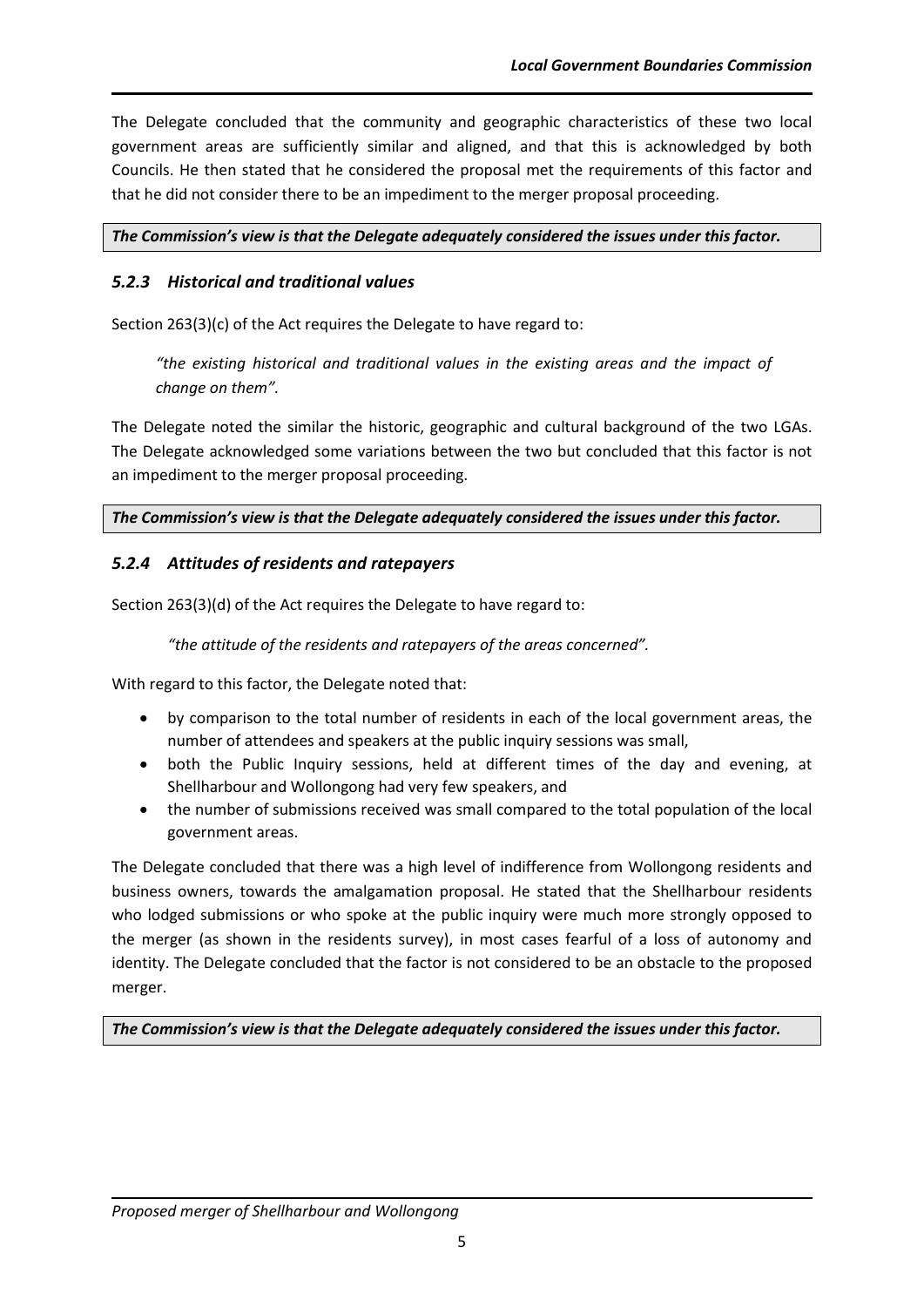The Delegate concluded that the community and geographic characteristics of these two local government areas are sufficiently similar and aligned, and that this is acknowledged by both Councils. He then stated that he considered the proposal met the requirements of this factor and that he did not consider there to be an impediment to the merger proposal proceeding.

***The Commission's view is that the Delegate adequately considered the issues under this factor.***

### *5.2.3 Historical and traditional values*

Section 263(3)(c) of the Act requires the Delegate to have regard to:

> *"the existing historical and traditional values in the existing areas and the impact of change on them".*

The Delegate noted the similar the historic, geographic and cultural background of the two LGAs. The Delegate acknowledged some variations between the two but concluded that this factor is not an impediment to the merger proposal proceeding.

***The Commission's view is that the Delegate adequately considered the issues under this factor.***

### *5.2.4 Attitudes of residents and ratepayers*

Section 263(3)(d) of the Act requires the Delegate to have regard to:

> *"the attitude of the residents and ratepayers of the areas concerned".*

With regard to this factor, the Delegate noted that:

- by comparison to the total number of residents in each of the local government areas, the number of attendees and speakers at the public inquiry sessions was small,
- both the Public Inquiry sessions, held at different times of the day and evening, at Shellharbour and Wollongong had very few speakers, and
- the number of submissions received was small compared to the total population of the local government areas.

The Delegate concluded that there was a high level of indifference from Wollongong residents and business owners, towards the amalgamation proposal. He stated that the Shellharbour residents who lodged submissions or who spoke at the public inquiry were much more strongly opposed to the merger (as shown in the residents survey), in most cases fearful of a loss of autonomy and identity. The Delegate concluded that the factor is not considered to be an obstacle to the proposed merger.

***The Commission's view is that the Delegate adequately considered the issues under this factor.***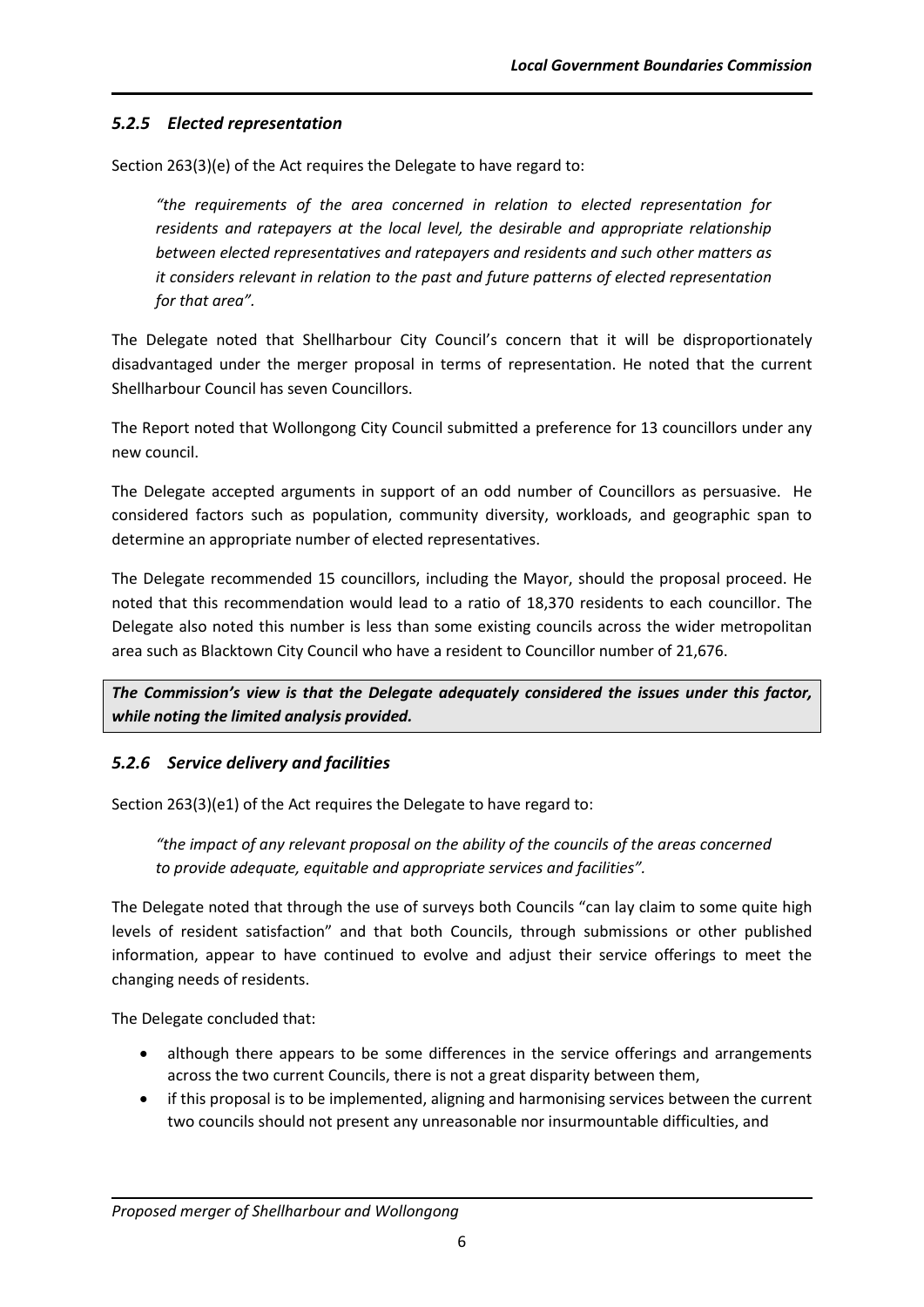### *5.2.5 Elected representation*

Section 263(3)(e) of the Act requires the Delegate to have regard to:

> *"the requirements of the area concerned in relation to elected representation for residents and ratepayers at the local level, the desirable and appropriate relationship between elected representatives and ratepayers and residents and such other matters as it considers relevant in relation to the past and future patterns of elected representation for that area".*

The Delegate noted that Shellharbour City Council's concern that it will be disproportionately disadvantaged under the merger proposal in terms of representation. He noted that the current Shellharbour Council has seven Councillors.

The Report noted that Wollongong City Council submitted a preference for 13 councillors under any new council.

The Delegate accepted arguments in support of an odd number of Councillors as persuasive. He considered factors such as population, community diversity, workloads, and geographic span to determine an appropriate number of elected representatives.

The Delegate recommended 15 councillors, including the Mayor, should the proposal proceed. He noted that this recommendation would lead to a ratio of 18,370 residents to each councillor. The Delegate also noted this number is less than some existing councils across the wider metropolitan area such as Blacktown City Council who have a resident to Councillor number of 21,676.

***The Commission's view is that the Delegate adequately considered the issues under this factor, while noting the limited analysis provided.***

### *5.2.6 Service delivery and facilities*

Section 263(3)(e1) of the Act requires the Delegate to have regard to:

> *"the impact of any relevant proposal on the ability of the councils of the areas concerned to provide adequate, equitable and appropriate services and facilities".*

The Delegate noted that through the use of surveys both Councils "can lay claim to some quite high levels of resident satisfaction" and that both Councils, through submissions or other published information, appear to have continued to evolve and adjust their service offerings to meet the changing needs of residents.

The Delegate concluded that:

- although there appears to be some differences in the service offerings and arrangements across the two current Councils, there is not a great disparity between them,
- if this proposal is to be implemented, aligning and harmonising services between the current two councils should not present any unreasonable nor insurmountable difficulties, and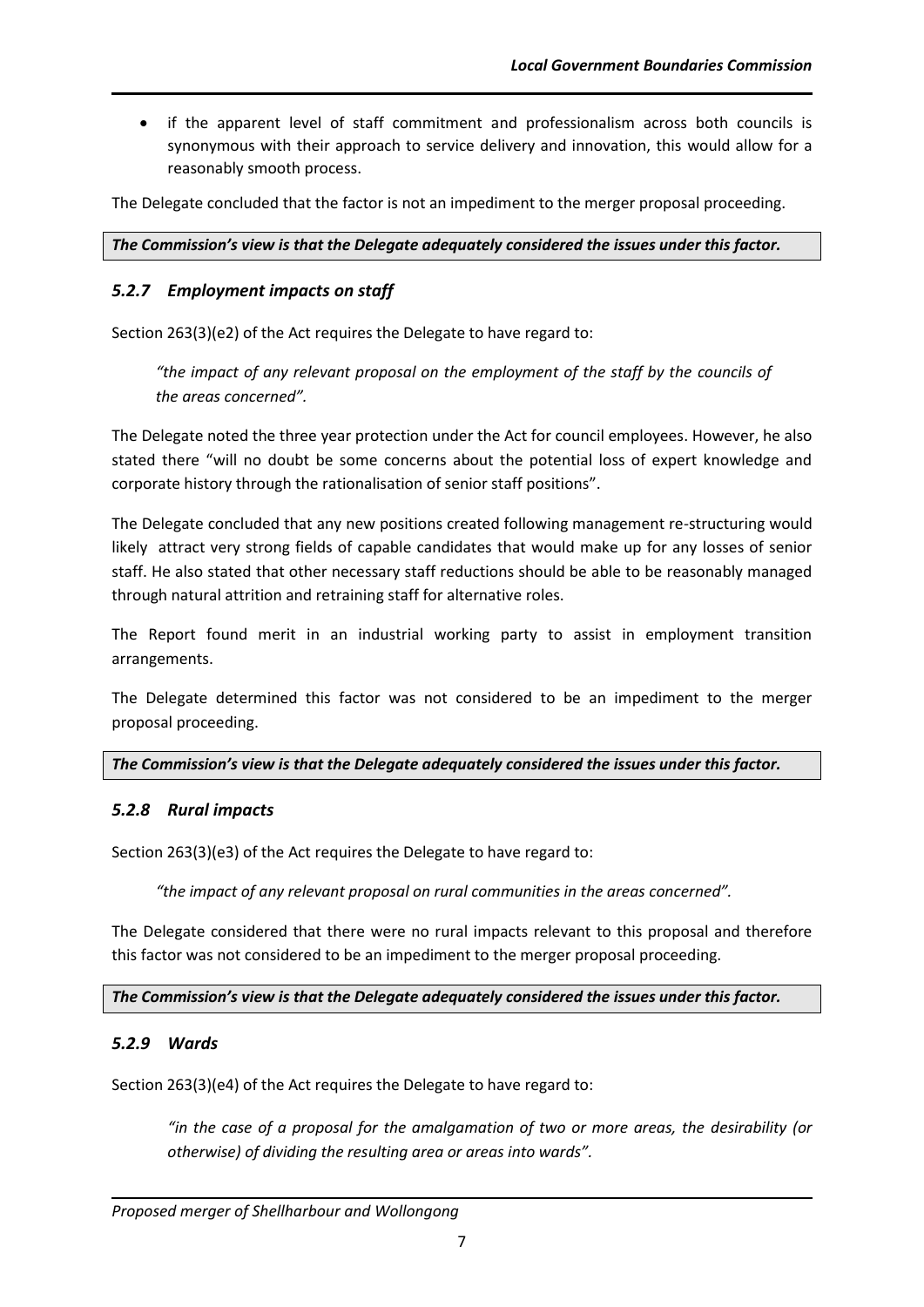- if the apparent level of staff commitment and professionalism across both councils is synonymous with their approach to service delivery and innovation, this would allow for a reasonably smooth process.

The Delegate concluded that the factor is not an impediment to the merger proposal proceeding.

***The Commission's view is that the Delegate adequately considered the issues under this factor.***

### *5.2.7 Employment impacts on staff*

Section 263(3)(e2) of the Act requires the Delegate to have regard to:

> *"the impact of any relevant proposal on the employment of the staff by the councils of the areas concerned".*

The Delegate noted the three year protection under the Act for council employees. However, he also stated there "will no doubt be some concerns about the potential loss of expert knowledge and corporate history through the rationalisation of senior staff positions".

The Delegate concluded that any new positions created following management re-structuring would likely attract very strong fields of capable candidates that would make up for any losses of senior staff. He also stated that other necessary staff reductions should be able to be reasonably managed through natural attrition and retraining staff for alternative roles.

The Report found merit in an industrial working party to assist in employment transition arrangements.

The Delegate determined this factor was not considered to be an impediment to the merger proposal proceeding.

***The Commission's view is that the Delegate adequately considered the issues under this factor.***

### *5.2.8 Rural impacts*

Section 263(3)(e3) of the Act requires the Delegate to have regard to:

> *"the impact of any relevant proposal on rural communities in the areas concerned".*

The Delegate considered that there were no rural impacts relevant to this proposal and therefore this factor was not considered to be an impediment to the merger proposal proceeding.

***The Commission's view is that the Delegate adequately considered the issues under this factor.***

### *5.2.9 Wards*

Section 263(3)(e4) of the Act requires the Delegate to have regard to:

> *"in the case of a proposal for the amalgamation of two or more areas, the desirability (or otherwise) of dividing the resulting area or areas into wards".*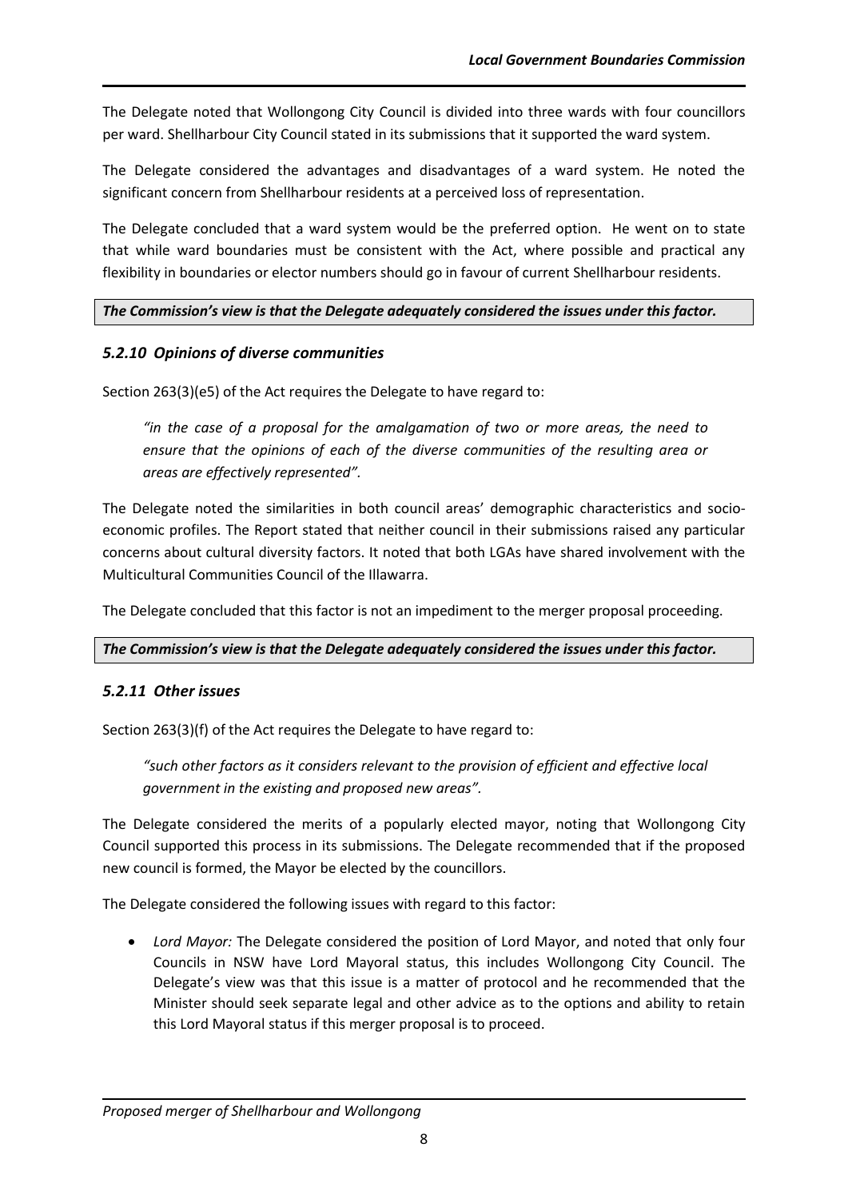The Delegate noted that Wollongong City Council is divided into three wards with four councillors per ward. Shellharbour City Council stated in its submissions that it supported the ward system.

The Delegate considered the advantages and disadvantages of a ward system. He noted the significant concern from Shellharbour residents at a perceived loss of representation.

The Delegate concluded that a ward system would be the preferred option. He went on to state that while ward boundaries must be consistent with the Act, where possible and practical any flexibility in boundaries or elector numbers should go in favour of current Shellharbour residents.

***The Commission's view is that the Delegate adequately considered the issues under this factor.***

### *5.2.10 Opinions of diverse communities*

Section 263(3)(e5) of the Act requires the Delegate to have regard to:

> *"in the case of a proposal for the amalgamation of two or more areas, the need to ensure that the opinions of each of the diverse communities of the resulting area or areas are effectively represented".*

The Delegate noted the similarities in both council areas' demographic characteristics and socio-economic profiles. The Report stated that neither council in their submissions raised any particular concerns about cultural diversity factors. It noted that both LGAs have shared involvement with the Multicultural Communities Council of the Illawarra.

The Delegate concluded that this factor is not an impediment to the merger proposal proceeding.

***The Commission's view is that the Delegate adequately considered the issues under this factor.***

### *5.2.11 Other issues*

Section 263(3)(f) of the Act requires the Delegate to have regard to:

> *"such other factors as it considers relevant to the provision of efficient and effective local government in the existing and proposed new areas".*

The Delegate considered the merits of a popularly elected mayor, noting that Wollongong City Council supported this process in its submissions. The Delegate recommended that if the proposed new council is formed, the Mayor be elected by the councillors.

The Delegate considered the following issues with regard to this factor:

- *Lord Mayor:* The Delegate considered the position of Lord Mayor, and noted that only four Councils in NSW have Lord Mayoral status, this includes Wollongong City Council. The Delegate's view was that this issue is a matter of protocol and he recommended that the Minister should seek separate legal and other advice as to the options and ability to retain this Lord Mayoral status if this merger proposal is to proceed.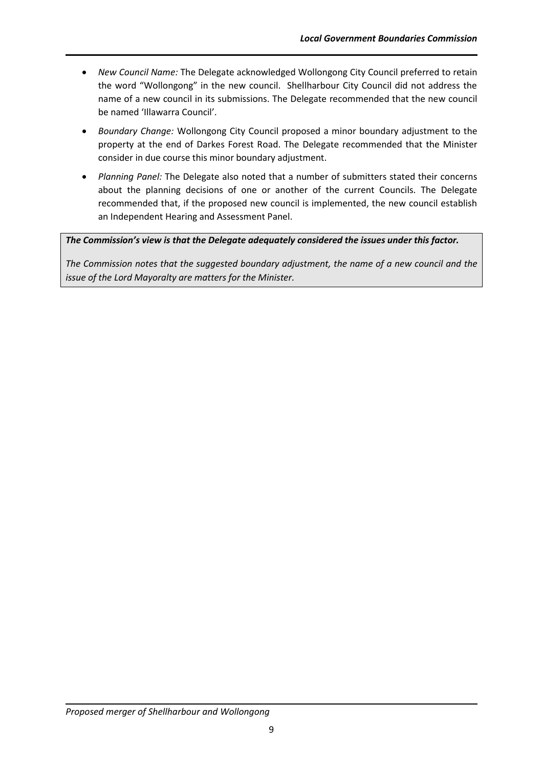- *New Council Name:* The Delegate acknowledged Wollongong City Council preferred to retain the word "Wollongong" in the new council. Shellharbour City Council did not address the name of a new council in its submissions. The Delegate recommended that the new council be named 'Illawarra Council'.
- *Boundary Change:* Wollongong City Council proposed a minor boundary adjustment to the property at the end of Darkes Forest Road. The Delegate recommended that the Minister consider in due course this minor boundary adjustment.
- *Planning Panel:* The Delegate also noted that a number of submitters stated their concerns about the planning decisions of one or another of the current Councils. The Delegate recommended that, if the proposed new council is implemented, the new council establish an Independent Hearing and Assessment Panel.

***The Commission's view is that the Delegate adequately considered the issues under this factor.***

*The Commission notes that the suggested boundary adjustment, the name of a new council and the issue of the Lord Mayoralty are matters for the Minister.*